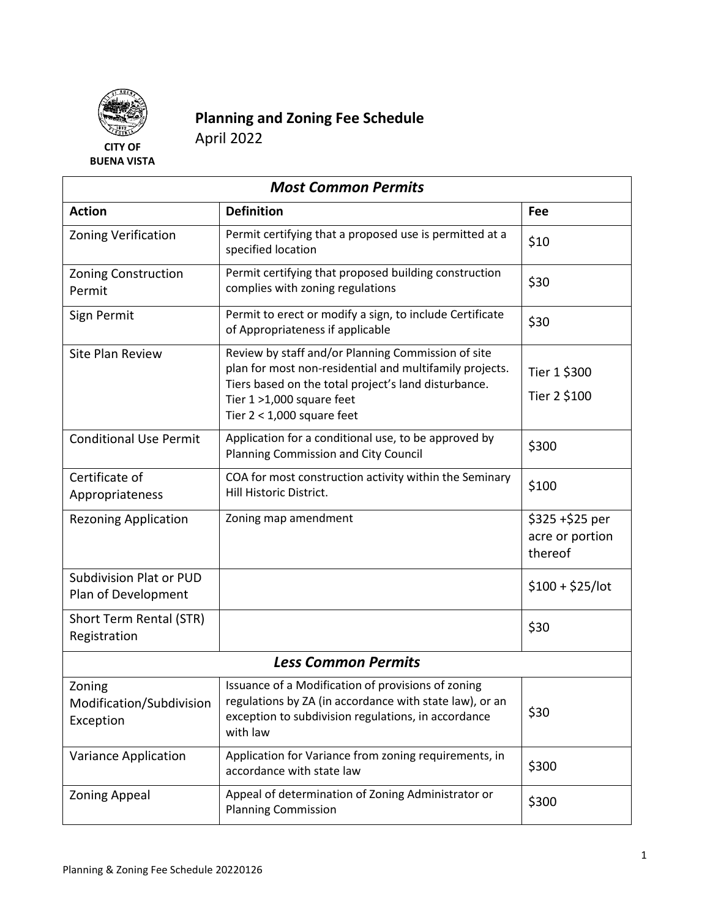CITY OF BUENA VISTA

# Planning and Zoning Fee Schedule

April 2022

| ***Most Common Permits*** | | |
|---|---|---|
| **Action** | **Definition** | **Fee** |
| Zoning Verification | Permit certifying that a proposed use is permitted at a specified location | $10 |
| Zoning Construction Permit | Permit certifying that proposed building construction complies with zoning regulations | $30 |
| Sign Permit | Permit to erect or modify a sign, to include Certificate of Appropriateness if applicable | $30 |
| Site Plan Review | Review by staff and/or Planning Commission of site plan for most non-residential and multifamily projects. Tiers based on the total project's land disturbance. Tier 1 >1,000 square feet Tier 2 < 1,000 square feet | Tier 1 $300 Tier 2 $100 |
| Conditional Use Permit | Application for a conditional use, to be approved by Planning Commission and City Council | $300 |
| Certificate of Appropriateness | COA for most construction activity within the Seminary Hill Historic District. | $100 |
| Rezoning Application | Zoning map amendment | $325 +$25 per acre or portion thereof |
| Subdivision Plat or PUD Plan of Development | | $100 + $25/lot |
| Short Term Rental (STR) Registration | | $30 |
| ***Less Common Permits*** | | |
| Zoning Modification/Subdivision Exception | Issuance of a Modification of provisions of zoning regulations by ZA (in accordance with state law), or an exception to subdivision regulations, in accordance with law | $30 |
| Variance Application | Application for Variance from zoning requirements, in accordance with state law | $300 |
| Zoning Appeal | Appeal of determination of Zoning Administrator or Planning Commission | $300 |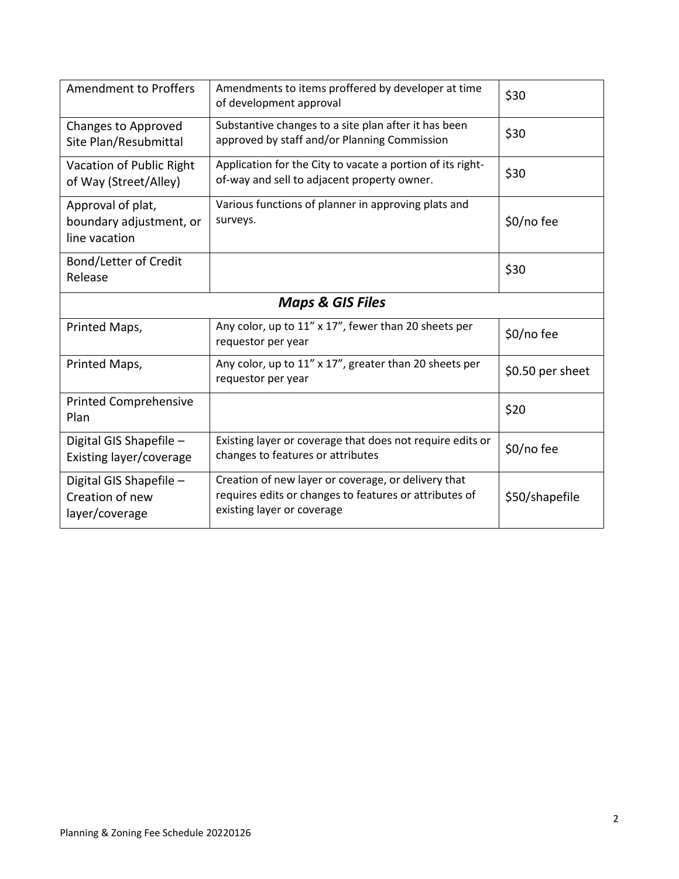| | | |
|---|---|---|
| Amendment to Proffers | Amendments to items proffered by developer at time of development approval | $30 |
| Changes to Approved Site Plan/Resubmittal | Substantive changes to a site plan after it has been approved by staff and/or Planning Commission | $30 |
| Vacation of Public Right of Way (Street/Alley) | Application for the City to vacate a portion of its right-of-way and sell to adjacent property owner. | $30 |
| Approval of plat, boundary adjustment, or line vacation | Various functions of planner in approving plats and surveys. | $0/no fee |
| Bond/Letter of Credit Release | | $30 |
| ***Maps & GIS Files*** | | |
| Printed Maps, | Any color, up to 11" x 17", fewer than 20 sheets per requestor per year | $0/no fee |
| Printed Maps, | Any color, up to 11" x 17", greater than 20 sheets per requestor per year | $0.50 per sheet |
| Printed Comprehensive Plan | | $20 |
| Digital GIS Shapefile – Existing layer/coverage | Existing layer or coverage that does not require edits or changes to features or attributes | $0/no fee |
| Digital GIS Shapefile – Creation of new layer/coverage | Creation of new layer or coverage, or delivery that requires edits or changes to features or attributes of existing layer or coverage | $50/shapefile |

Planning & Zoning Fee Schedule 20220126